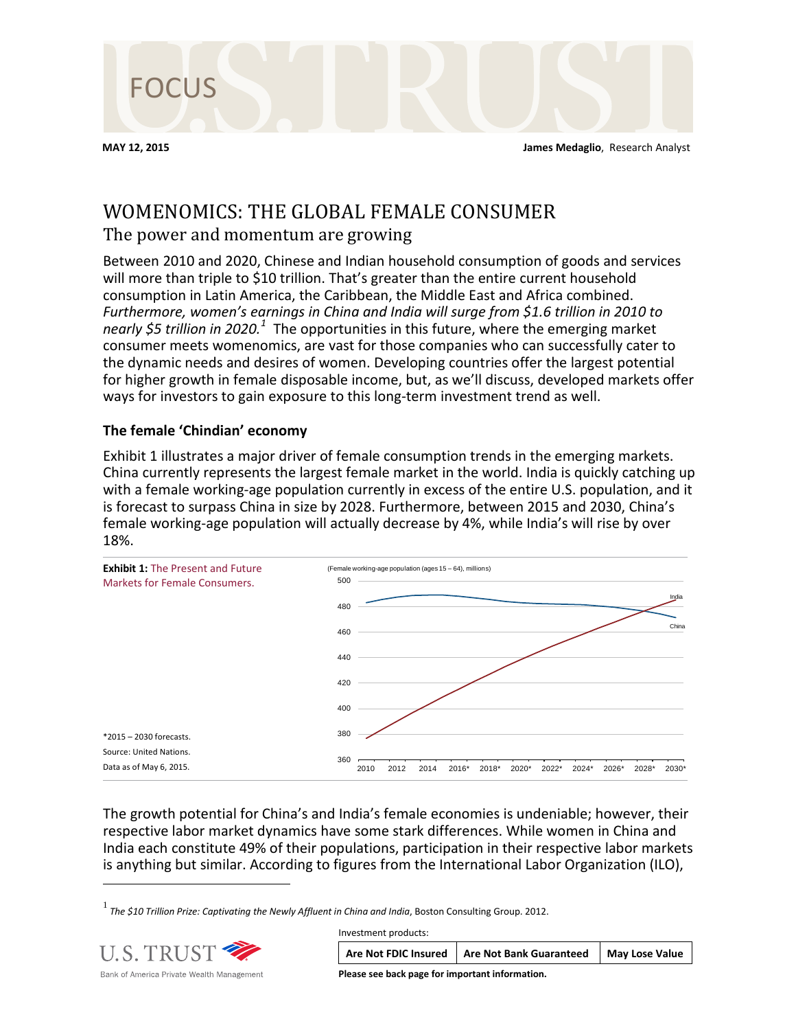**MAY 12, 2015** **James Medaglio**, Research Analyst

# WOMENOMICS: THE GLOBAL FEMALE CONSUMER

## The power and momentum are growing

Between 2010 and 2020, Chinese and Indian household consumption of goods and services will more than triple to $10 trillion. That's greater than the entire current household consumption in Latin America, the Caribbean, the Middle East and Africa combined. *Furthermore, women's earnings in China and India will surge from $1.6 trillion in 2010 to nearly $5 trillion in 2020.*[1] The opportunities in this future, where the emerging market consumer meets womenomics, are vast for those companies who can successfully cater to the dynamic needs and desires of women. Developing countries offer the largest potential for higher growth in female disposable income, but, as we'll discuss, developed markets offer ways for investors to gain exposure to this long-term investment trend as well.

### The female 'Chindian' economy

Exhibit 1 illustrates a major driver of female consumption trends in the emerging markets. China currently represents the largest female market in the world. India is quickly catching up with a female working-age population currently in excess of the entire U.S. population, and it is forecast to surpass China in size by 2028. Furthermore, between 2015 and 2030, China's female working-age population will actually decrease by 4%, while India's will rise by over 18%.

**Exhibit 1:** The Present and Future Markets for Female Consumers.

(Female working-age population (ages 15 – 64), millions)

*2015 – 2030 forecasts.
Source: United Nations.
Data as of May 6, 2015.

The growth potential for China's and India's female economies is undeniable; however, their respective labor market dynamics have some stark differences. While women in China and India each constitute 49% of their populations, participation in their respective labor markets is anything but similar. According to figures from the International Labor Organization (ILO),

[1] *The $10 Trillion Prize: Captivating the Newly Affluent in China and India*, Boston Consulting Group. 2012.

Investment products:

| Are Not FDIC Insured | Are Not Bank Guaranteed | May Lose Value |
|---|---|---|

**Please see back page for important information.**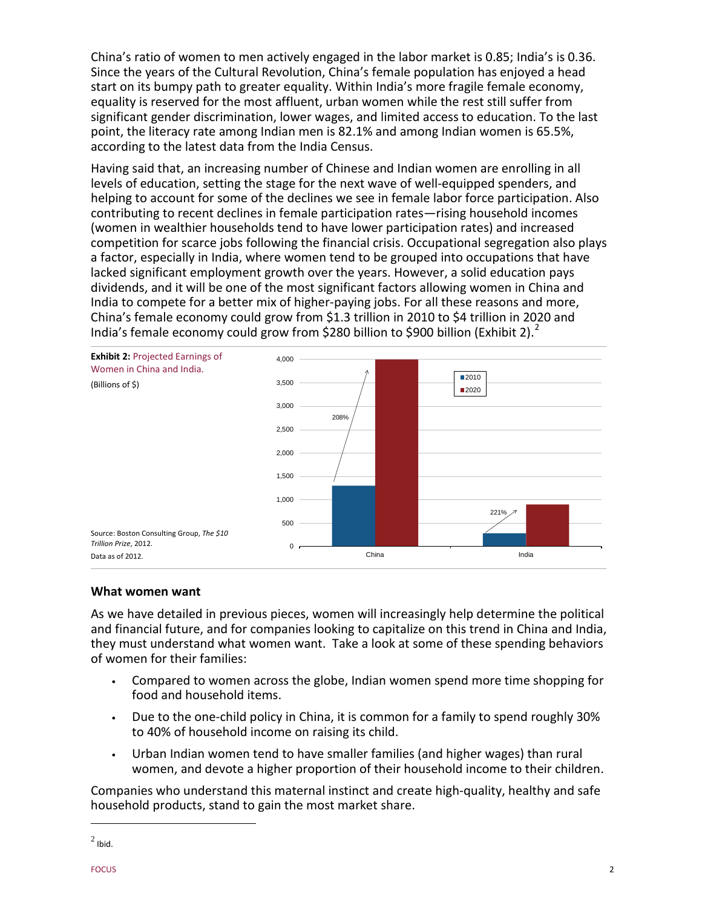China's ratio of women to men actively engaged in the labor market is 0.85; India's is 0.36. Since the years of the Cultural Revolution, China's female population has enjoyed a head start on its bumpy path to greater equality. Within India's more fragile female economy, equality is reserved for the most affluent, urban women while the rest still suffer from significant gender discrimination, lower wages, and limited access to education. To the last point, the literacy rate among Indian men is 82.1% and among Indian women is 65.5%, according to the latest data from the India Census.

Having said that, an increasing number of Chinese and Indian women are enrolling in all levels of education, setting the stage for the next wave of well-equipped spenders, and helping to account for some of the declines we see in female labor force participation. Also contributing to recent declines in female participation rates—rising household incomes (women in wealthier households tend to have lower participation rates) and increased competition for scarce jobs following the financial crisis. Occupational segregation also plays a factor, especially in India, where women tend to be grouped into occupations that have lacked significant employment growth over the years. However, a solid education pays dividends, and it will be one of the most significant factors allowing women in China and India to compete for a better mix of higher-paying jobs. For all these reasons and more, China's female economy could grow from $1.3 trillion in 2010 to $4 trillion in 2020 and India's female economy could grow from $280 billion to $900 billion (Exhibit 2).[2]

**Exhibit 2:** Projected Earnings of Women in China and India.

(Billions of $)

| | 2010 | 2020 | Growth |
|---|---|---|---|
| China | 1,300 | 4,000 | 208% |
| India | 280 | 900 | 221% |

Source: Boston Consulting Group, *The $10 Trillion Prize*, 2012.

Data as of 2012.

## What women want

As we have detailed in previous pieces, women will increasingly help determine the political and financial future, and for companies looking to capitalize on this trend in China and India, they must understand what women want. Take a look at some of these spending behaviors of women for their families:

- Compared to women across the globe, Indian women spend more time shopping for food and household items.
- Due to the one-child policy in China, it is common for a family to spend roughly 30% to 40% of household income on raising its child.
- Urban Indian women tend to have smaller families (and higher wages) than rural women, and devote a higher proportion of their household income to their children.

Companies who understand this maternal instinct and create high-quality, healthy and safe household products, stand to gain the most market share.

---

[2] Ibid.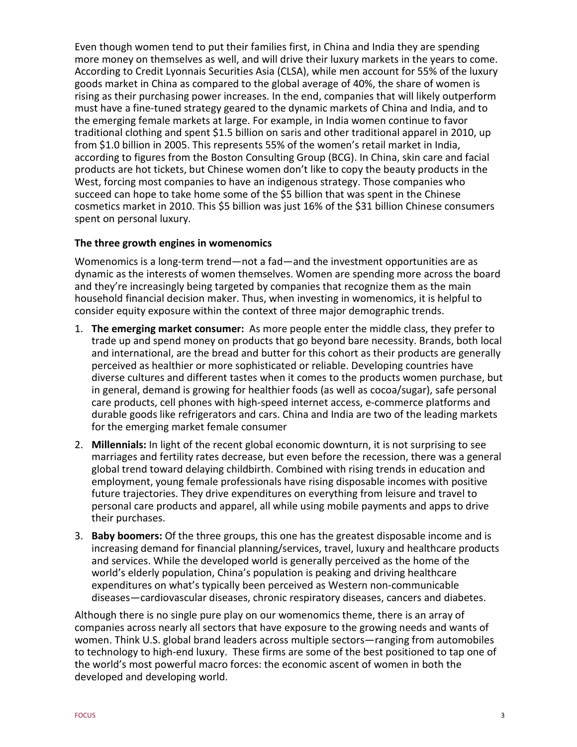Even though women tend to put their families first, in China and India they are spending more money on themselves as well, and will drive their luxury markets in the years to come. According to Credit Lyonnais Securities Asia (CLSA), while men account for 55% of the luxury goods market in China as compared to the global average of 40%, the share of women is rising as their purchasing power increases. In the end, companies that will likely outperform must have a fine-tuned strategy geared to the dynamic markets of China and India, and to the emerging female markets at large. For example, in India women continue to favor traditional clothing and spent $1.5 billion on saris and other traditional apparel in 2010, up from $1.0 billion in 2005. This represents 55% of the women's retail market in India, according to figures from the Boston Consulting Group (BCG). In China, skin care and facial products are hot tickets, but Chinese women don't like to copy the beauty products in the West, forcing most companies to have an indigenous strategy. Those companies who succeed can hope to take home some of the $5 billion that was spent in the Chinese cosmetics market in 2010. This $5 billion was just 16% of the $31 billion Chinese consumers spent on personal luxury.

**The three growth engines in womenomics**

Womenomics is a long-term trend—not a fad—and the investment opportunities are as dynamic as the interests of women themselves. Women are spending more across the board and they're increasingly being targeted by companies that recognize them as the main household financial decision maker. Thus, when investing in womenomics, it is helpful to consider equity exposure within the context of three major demographic trends.

1. **The emerging market consumer:** As more people enter the middle class, they prefer to trade up and spend money on products that go beyond bare necessity. Brands, both local and international, are the bread and butter for this cohort as their products are generally perceived as healthier or more sophisticated or reliable. Developing countries have diverse cultures and different tastes when it comes to the products women purchase, but in general, demand is growing for healthier foods (as well as cocoa/sugar), safe personal care products, cell phones with high-speed internet access, e-commerce platforms and durable goods like refrigerators and cars. China and India are two of the leading markets for the emerging market female consumer
2. **Millennials:** In light of the recent global economic downturn, it is not surprising to see marriages and fertility rates decrease, but even before the recession, there was a general global trend toward delaying childbirth. Combined with rising trends in education and employment, young female professionals have rising disposable incomes with positive future trajectories. They drive expenditures on everything from leisure and travel to personal care products and apparel, all while using mobile payments and apps to drive their purchases.
3. **Baby boomers:** Of the three groups, this one has the greatest disposable income and is increasing demand for financial planning/services, travel, luxury and healthcare products and services. While the developed world is generally perceived as the home of the world's elderly population, China's population is peaking and driving healthcare expenditures on what's typically been perceived as Western non-communicable diseases—cardiovascular diseases, chronic respiratory diseases, cancers and diabetes.

Although there is no single pure play on our womenomics theme, there is an array of companies across nearly all sectors that have exposure to the growing needs and wants of women. Think U.S. global brand leaders across multiple sectors—ranging from automobiles to technology to high-end luxury. These firms are some of the best positioned to tap one of the world's most powerful macro forces: the economic ascent of women in both the developed and developing world.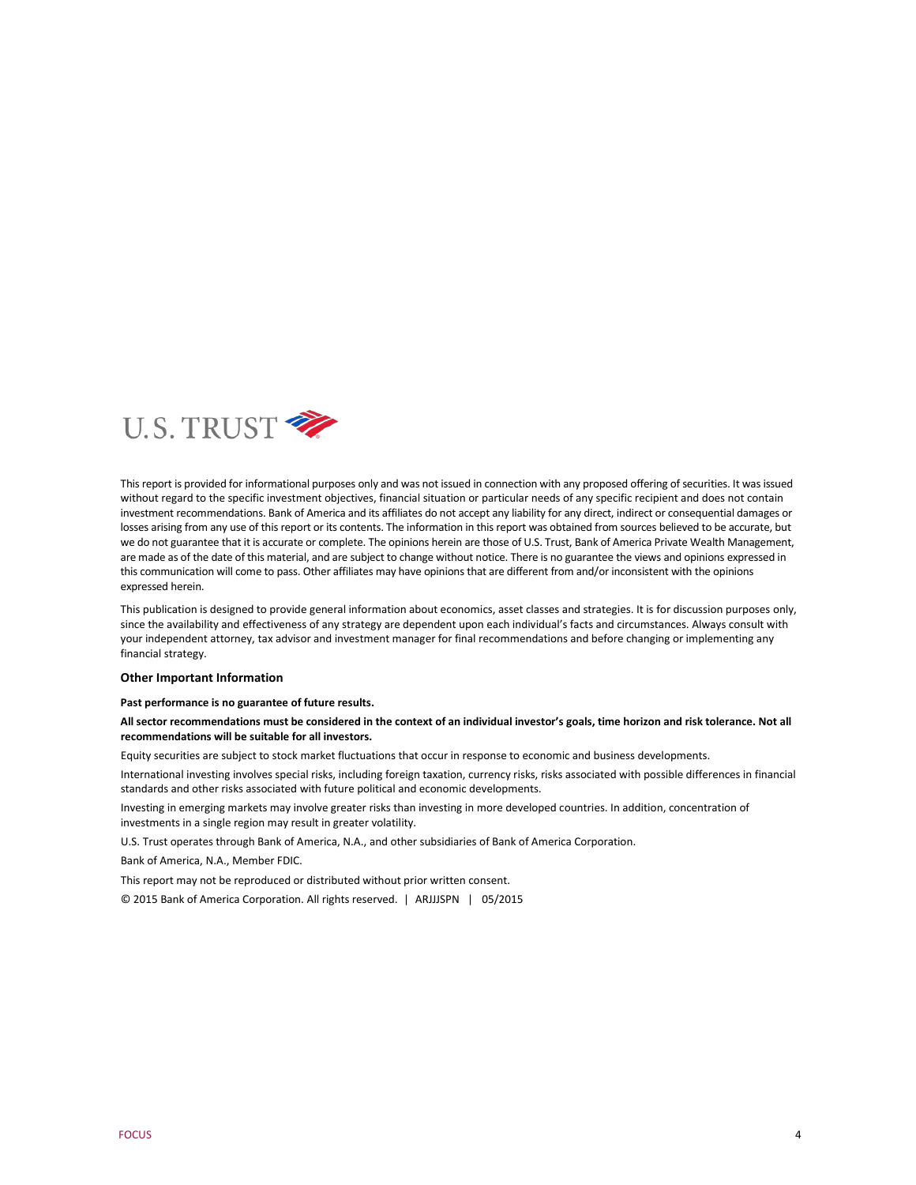U.S. TRUST

This report is provided for informational purposes only and was not issued in connection with any proposed offering of securities. It was issued without regard to the specific investment objectives, financial situation or particular needs of any specific recipient and does not contain investment recommendations. Bank of America and its affiliates do not accept any liability for any direct, indirect or consequential damages or losses arising from any use of this report or its contents. The information in this report was obtained from sources believed to be accurate, but we do not guarantee that it is accurate or complete. The opinions herein are those of U.S. Trust, Bank of America Private Wealth Management, are made as of the date of this material, and are subject to change without notice. There is no guarantee the views and opinions expressed in this communication will come to pass. Other affiliates may have opinions that are different from and/or inconsistent with the opinions expressed herein.

This publication is designed to provide general information about economics, asset classes and strategies. It is for discussion purposes only, since the availability and effectiveness of any strategy are dependent upon each individual's facts and circumstances. Always consult with your independent attorney, tax advisor and investment manager for final recommendations and before changing or implementing any financial strategy.

### Other Important Information

**Past performance is no guarantee of future results.**

**All sector recommendations must be considered in the context of an individual investor's goals, time horizon and risk tolerance. Not all recommendations will be suitable for all investors.**

Equity securities are subject to stock market fluctuations that occur in response to economic and business developments.

International investing involves special risks, including foreign taxation, currency risks, risks associated with possible differences in financial standards and other risks associated with future political and economic developments.

Investing in emerging markets may involve greater risks than investing in more developed countries. In addition, concentration of investments in a single region may result in greater volatility.

U.S. Trust operates through Bank of America, N.A., and other subsidiaries of Bank of America Corporation.

Bank of America, N.A., Member FDIC.

This report may not be reproduced or distributed without prior written consent.

© 2015 Bank of America Corporation. All rights reserved. | ARJJJSPN | 05/2015